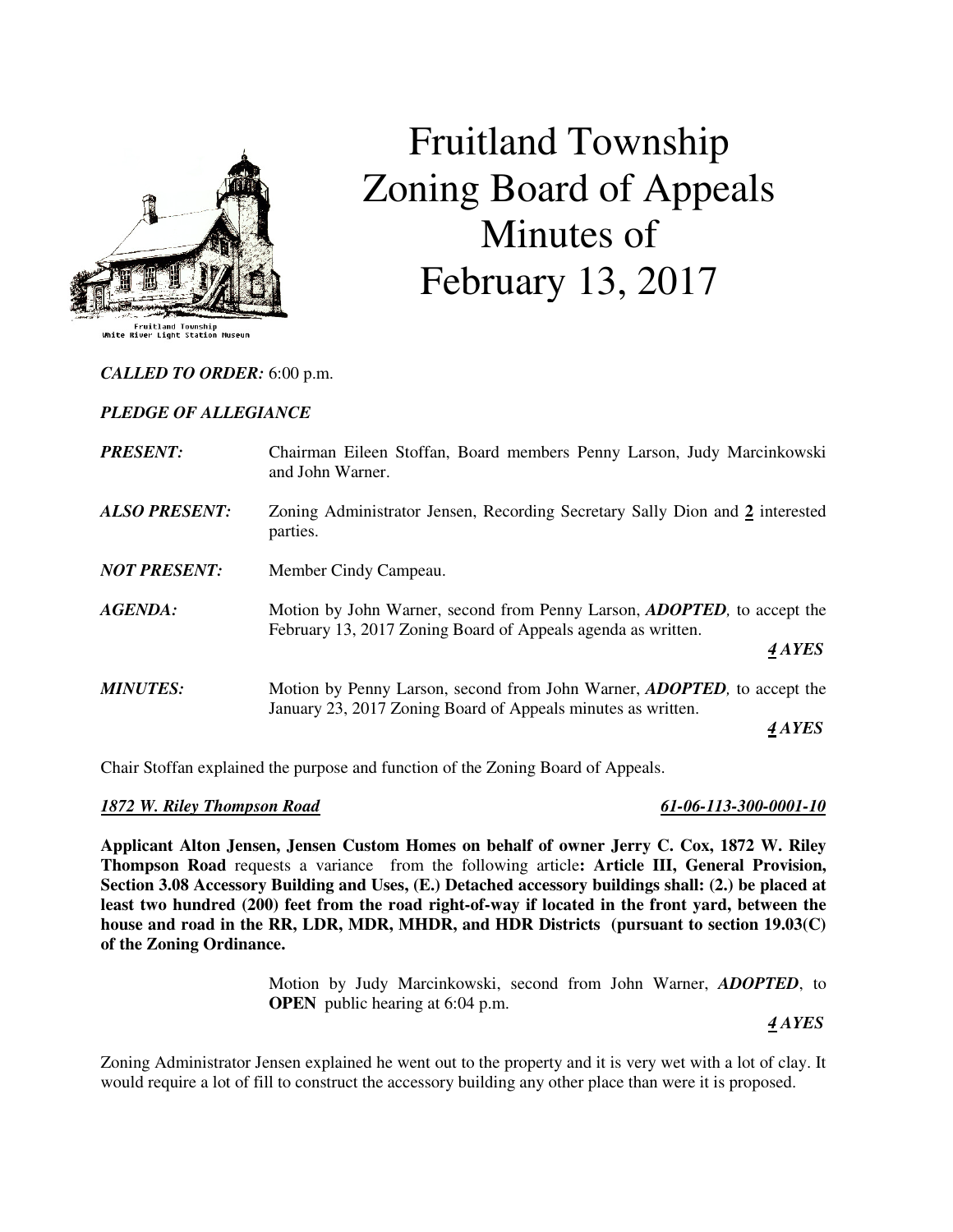# Fruitland Township Zoning Board of Appeals Minutes of February 13, 2017

Fruitland Township
White River Light Station Museum

***CALLED TO ORDER:*** 6:00 p.m.

***PLEDGE OF ALLEGIANCE***

***PRESENT:*** Chairman Eileen Stoffan, Board members Penny Larson, Judy Marcinkowski and John Warner.

***ALSO PRESENT:*** Zoning Administrator Jensen, Recording Secretary Sally Dion and **2** interested parties.

***NOT PRESENT:*** Member Cindy Campeau.

***AGENDA:*** Motion by John Warner, second from Penny Larson, ***ADOPTED,*** to accept the February 13, 2017 Zoning Board of Appeals agenda as written.

***4 AYES***

***MINUTES:*** Motion by Penny Larson, second from John Warner, ***ADOPTED,*** to accept the January 23, 2017 Zoning Board of Appeals minutes as written.

***4 AYES***

Chair Stoffan explained the purpose and function of the Zoning Board of Appeals.

***1872 W. Riley Thompson Road*** ***61-06-113-300-0001-10***

**Applicant Alton Jensen, Jensen Custom Homes on behalf of owner Jerry C. Cox, 1872 W. Riley Thompson Road** requests a variance from the following article**: Article III, General Provision, Section 3.08 Accessory Building and Uses, (E.) Detached accessory buildings shall: (2.) be placed at least two hundred (200) feet from the road right-of-way if located in the front yard, between the house and road in the RR, LDR, MDR, MHDR, and HDR Districts (pursuant to section 19.03(C) of the Zoning Ordinance.**

Motion by Judy Marcinkowski, second from John Warner, ***ADOPTED***, to **OPEN** public hearing at 6:04 p.m.

***4 AYES***

Zoning Administrator Jensen explained he went out to the property and it is very wet with a lot of clay. It would require a lot of fill to construct the accessory building any other place than were it is proposed.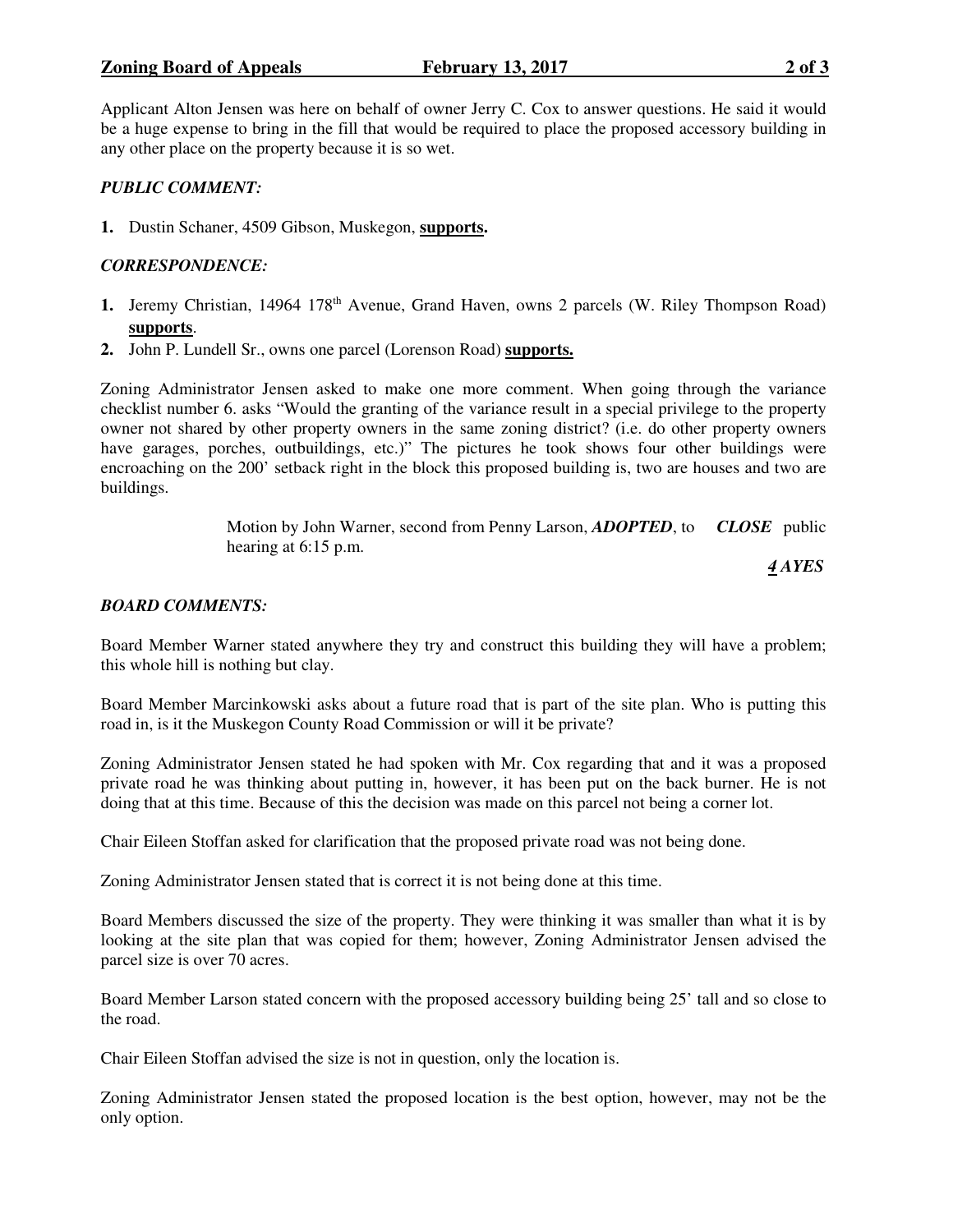Applicant Alton Jensen was here on behalf of owner Jerry C. Cox to answer questions. He said it would be a huge expense to bring in the fill that would be required to place the proposed accessory building in any other place on the property because it is so wet.

***PUBLIC COMMENT:***

1. Dustin Schaner, 4509 Gibson, Muskegon, **supports.**

***CORRESPONDENCE:***

1. Jeremy Christian, 14964 178th Avenue, Grand Haven, owns 2 parcels (W. Riley Thompson Road) **supports**.
2. John P. Lundell Sr., owns one parcel (Lorenson Road) **supports.**

Zoning Administrator Jensen asked to make one more comment. When going through the variance checklist number 6. asks "Would the granting of the variance result in a special privilege to the property owner not shared by other property owners in the same zoning district? (i.e. do other property owners have garages, porches, outbuildings, etc.)" The pictures he took shows four other buildings were encroaching on the 200' setback right in the block this proposed building is, two are houses and two are buildings.

> Motion by John Warner, second from Penny Larson, ***ADOPTED***, to ***CLOSE*** public hearing at 6:15 p.m.
>
> ***4 AYES***

***BOARD COMMENTS:***

Board Member Warner stated anywhere they try and construct this building they will have a problem; this whole hill is nothing but clay.

Board Member Marcinkowski asks about a future road that is part of the site plan. Who is putting this road in, is it the Muskegon County Road Commission or will it be private?

Zoning Administrator Jensen stated he had spoken with Mr. Cox regarding that and it was a proposed private road he was thinking about putting in, however, it has been put on the back burner. He is not doing that at this time. Because of this the decision was made on this parcel not being a corner lot.

Chair Eileen Stoffan asked for clarification that the proposed private road was not being done.

Zoning Administrator Jensen stated that is correct it is not being done at this time.

Board Members discussed the size of the property. They were thinking it was smaller than what it is by looking at the site plan that was copied for them; however, Zoning Administrator Jensen advised the parcel size is over 70 acres.

Board Member Larson stated concern with the proposed accessory building being 25' tall and so close to the road.

Chair Eileen Stoffan advised the size is not in question, only the location is.

Zoning Administrator Jensen stated the proposed location is the best option, however, may not be the only option.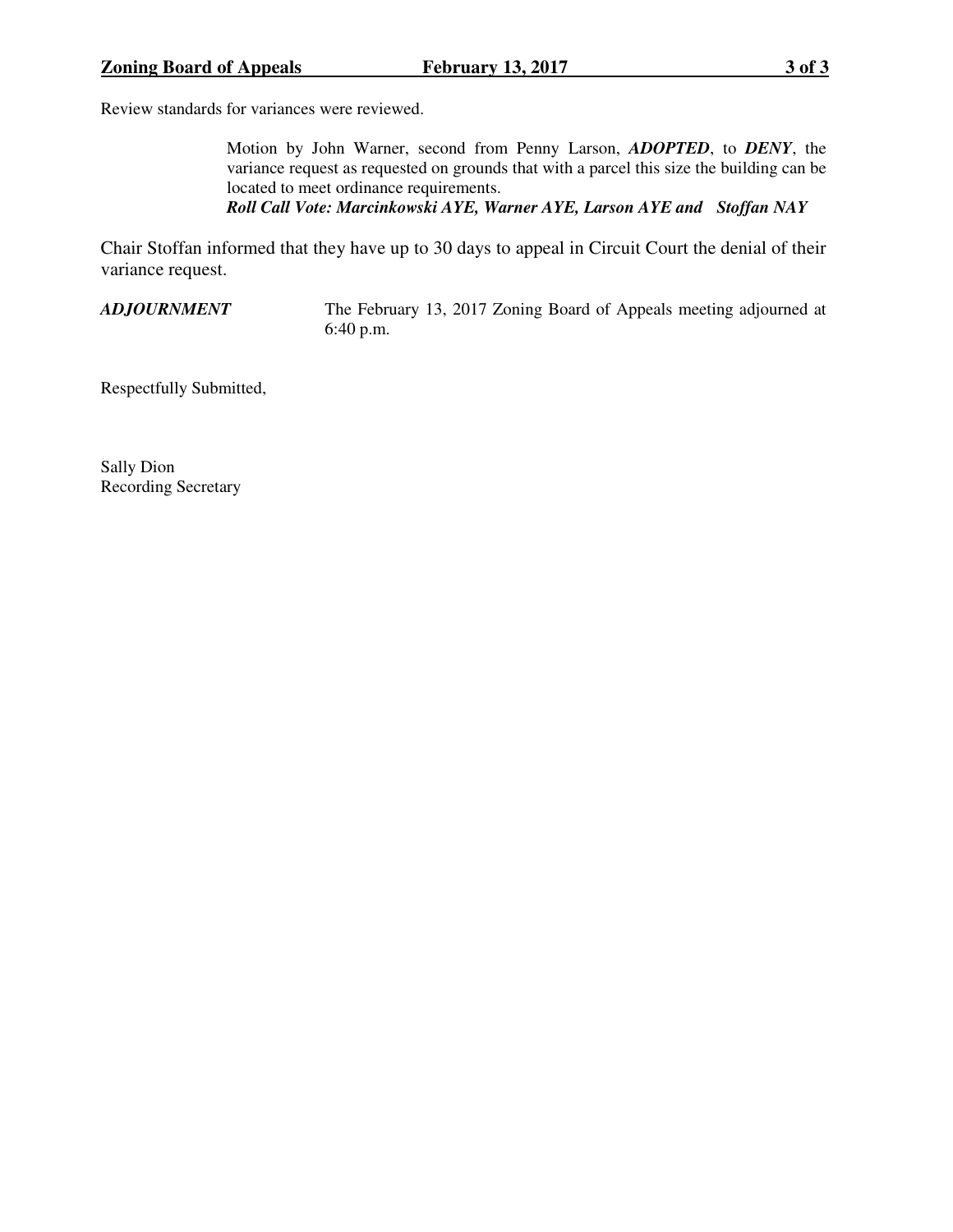Review standards for variances were reviewed.

> Motion by John Warner, second from Penny Larson, ***ADOPTED***, to ***DENY***, the variance request as requested on grounds that with a parcel this size the building can be located to meet ordinance requirements.
> ***Roll Call Vote: Marcinkowski AYE, Warner AYE, Larson AYE and Stoffan NAY***

Chair Stoffan informed that they have up to 30 days to appeal in Circuit Court the denial of their variance request.

***ADJOURNMENT*** The February 13, 2017 Zoning Board of Appeals meeting adjourned at 6:40 p.m.

Respectfully Submitted,

Sally Dion
Recording Secretary